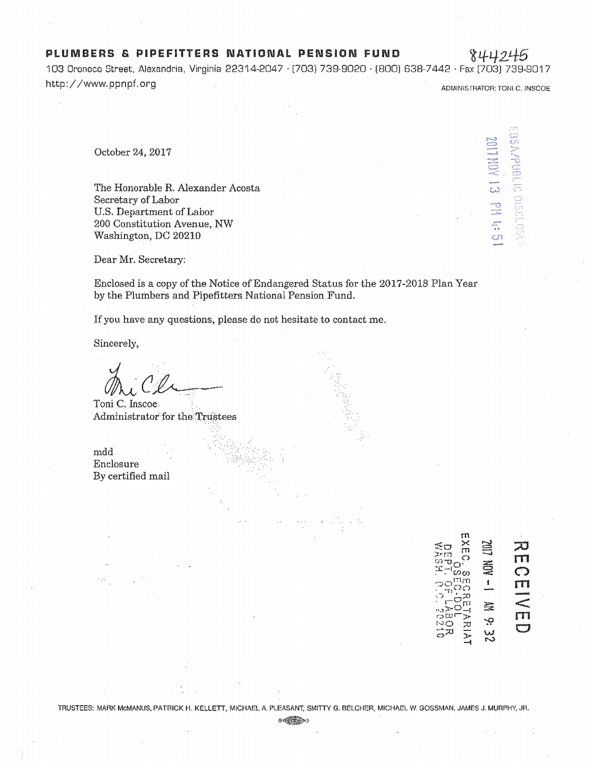# PLUMBERS & PIPEFITTERS NATIONAL PENSION FUND

844245

103 Oronoco Street, Alexandria, Virginia 22314-2047 · (703) 739-9020 · (800) 638-7442 · Fax (703) 739-9017

http://www.ppnpf.org

ADMINISTRATOR: TONI C. INSCOE

EBSA/PUBLIC DISCLOSURE 2017 NOV 13 PM 4:51

October 24, 2017

The Honorable R. Alexander Acosta
Secretary of Labor
U.S. Department of Labor
200 Constitution Avenue, NW
Washington, DC 20210

Dear Mr. Secretary:

Enclosed is a copy of the Notice of Endangered Status for the 2017-2018 Plan Year by the Plumbers and Pipefitters National Pension Fund.

If you have any questions, please do not hesitate to contact me.

Sincerely,

Toni C. Inscoe
Administrator for the Trustees

mdd
Enclosure
By certified mail

RECEIVED
2017 NOV -1 AM 9:32
EXEC. SECRETARIAT
OSEC-DOL
DEPT. OF LABOR
WASH. D.C. 20210

TRUSTEES: MARK McMANUS, PATRICK H. KELLETT, MICHAEL A. PLEASANT, SMITTY G. BELCHER, MICHAEL W. GOSSMAN, JAMES J. MURPHY, JR.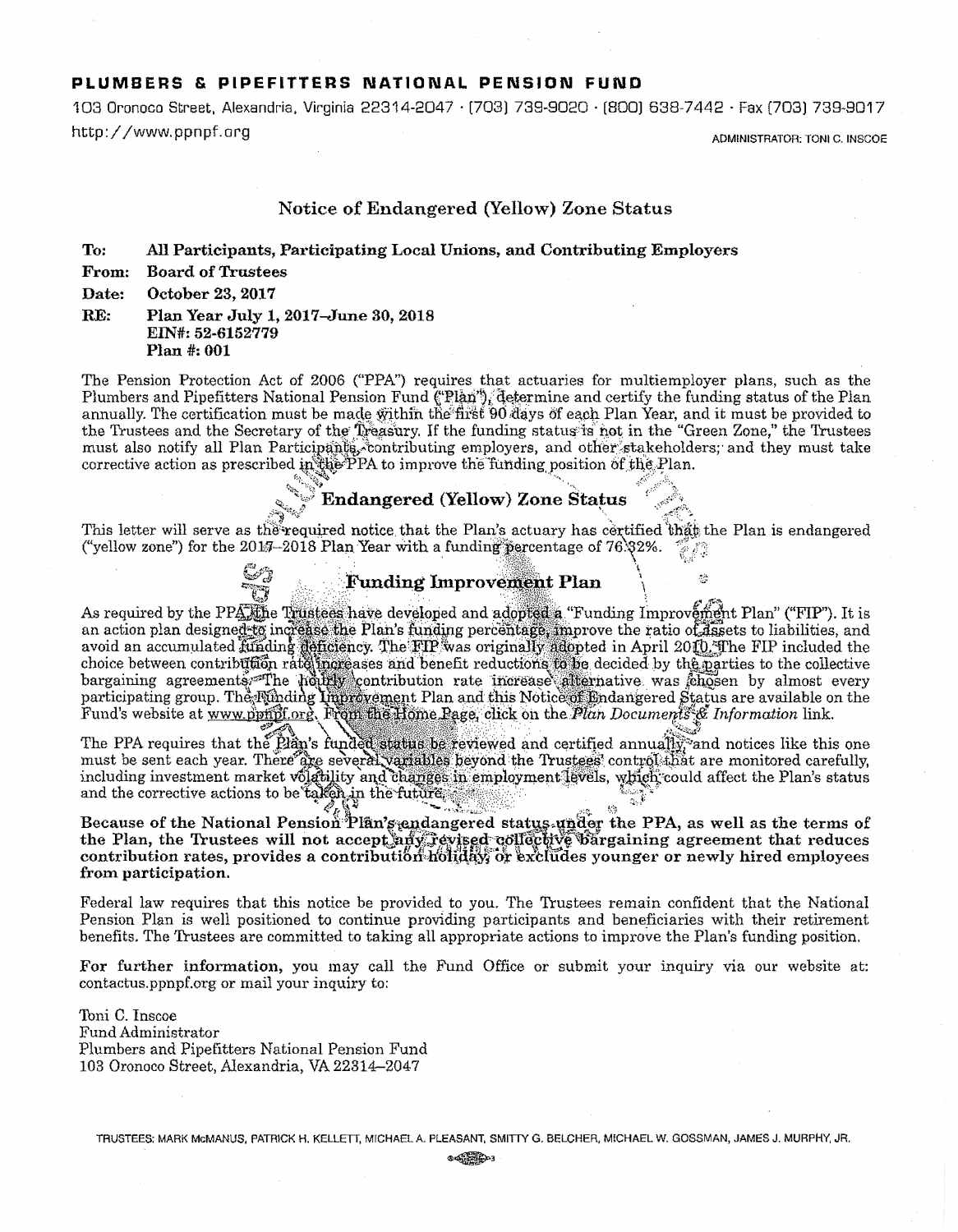# PLUMBERS & PIPEFITTERS NATIONAL PENSION FUND

103 Oronoco Street, Alexandria, Virginia 22314-2047 · (703) 739-9020 · (800) 638-7442 · Fax (703) 739-9017

http://www.ppnpf.org

ADMINISTRATOR: TONI C. INSCOE

## Notice of Endangered (Yellow) Zone Status

**To:** **All Participants, Participating Local Unions, and Contributing Employers**

**From:** **Board of Trustees**

**Date:** **October 23, 2017**

**RE:** **Plan Year July 1, 2017–June 30, 2018**
**EIN#: 52-6152779**
**Plan #: 001**

The Pension Protection Act of 2006 ("PPA") requires that actuaries for multiemployer plans, such as the Plumbers and Pipefitters National Pension Fund ("Plan"), determine and certify the funding status of the Plan annually. The certification must be made within the first 90 days of each Plan Year, and it must be provided to the Trustees and the Secretary of the Treasury. If the funding status is not in the "Green Zone," the Trustees must also notify all Plan Participants, contributing employers, and other stakeholders; and they must take corrective action as prescribed in the PPA to improve the funding position of the Plan.

### Endangered (Yellow) Zone Status

This letter will serve as the required notice that the Plan's actuary has certified that the Plan is endangered ("yellow zone") for the 2017–2018 Plan Year with a funding percentage of 76.32%.

### Funding Improvement Plan

As required by the PPA, the Trustees have developed and adopted a "Funding Improvement Plan" ("FIP"). It is an action plan designed to increase the Plan's funding percentage, improve the ratio of assets to liabilities, and avoid an accumulated funding deficiency. The FIP was originally adopted in April 2010. The FIP included the choice between contribution rate increases and benefit reductions to be decided by the parties to the collective bargaining agreements. The hourly contribution rate increase alternative was chosen by almost every participating group. The Funding Improvement Plan and this Notice of Endangered Status are available on the Fund's website at www.ppnpf.org. From the Home Page, click on the *Plan Documents & Information* link.

The PPA requires that the Plan's funded status be reviewed and certified annually, and notices like this one must be sent each year. There are several variables beyond the Trustees' control that are monitored carefully, including investment market volatility and changes in employment levels, which could affect the Plan's status and the corrective actions to be taken in the future.

**Because of the National Pension Plan's endangered status under the PPA, as well as the terms of the Plan, the Trustees will not accept any revised collective bargaining agreement that reduces contribution rates, provides a contribution holiday, or excludes younger or newly hired employees from participation.**

Federal law requires that this notice be provided to you. The Trustees remain confident that the National Pension Plan is well positioned to continue providing participants and beneficiaries with their retirement benefits. The Trustees are committed to taking all appropriate actions to improve the Plan's funding position.

**For further information,** you may call the Fund Office or submit your inquiry via our website at: contactus.ppnpf.org or mail your inquiry to:

Toni C. Inscoe
Fund Administrator
Plumbers and Pipefitters National Pension Fund
103 Oronoco Street, Alexandria, VA 22314–2047

TRUSTEES: MARK McMANUS, PATRICK H. KELLETT, MICHAEL A. PLEASANT, SMITTY G. BELCHER, MICHAEL W. GOSSMAN, JAMES J. MURPHY, JR.